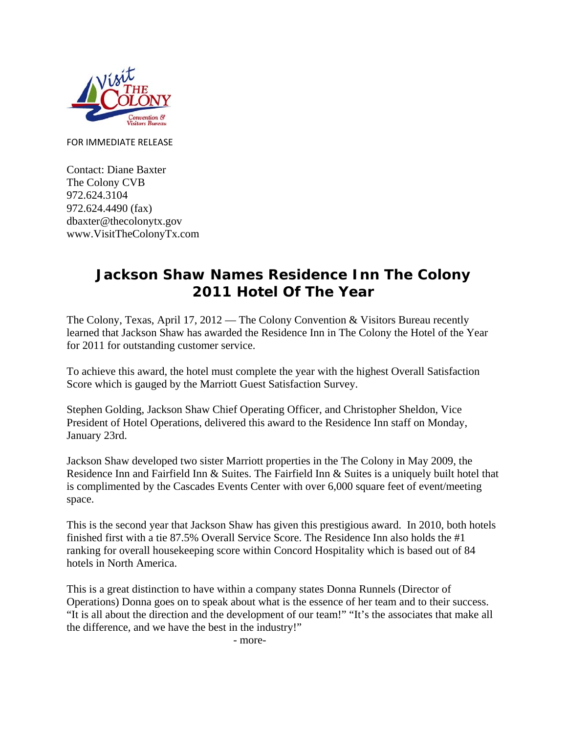FOR IMMEDIATE RELEASE

Contact: Diane Baxter
The Colony CVB
972.624.3104
972.624.4490 (fax)
dbaxter@thecolonytx.gov
www.VisitTheColonyTx.com

# Jackson Shaw Names Residence Inn The Colony 2011 Hotel Of The Year

The Colony, Texas, April 17, 2012 — The Colony Convention & Visitors Bureau recently learned that Jackson Shaw has awarded the Residence Inn in The Colony the Hotel of the Year for 2011 for outstanding customer service.

To achieve this award, the hotel must complete the year with the highest Overall Satisfaction Score which is gauged by the Marriott Guest Satisfaction Survey.

Stephen Golding, Jackson Shaw Chief Operating Officer, and Christopher Sheldon, Vice President of Hotel Operations, delivered this award to the Residence Inn staff on Monday, January 23rd.

Jackson Shaw developed two sister Marriott properties in the The Colony in May 2009, the Residence Inn and Fairfield Inn & Suites. The Fairfield Inn & Suites is a uniquely built hotel that is complimented by the Cascades Events Center with over 6,000 square feet of event/meeting space.

This is the second year that Jackson Shaw has given this prestigious award. In 2010, both hotels finished first with a tie 87.5% Overall Service Score. The Residence Inn also holds the #1 ranking for overall housekeeping score within Concord Hospitality which is based out of 84 hotels in North America.

This is a great distinction to have within a company states Donna Runnels (Director of Operations) Donna goes on to speak about what is the essence of her team and to their success. “It is all about the direction and the development of our team!” “It’s the associates that make all the difference, and we have the best in the industry!”

- more-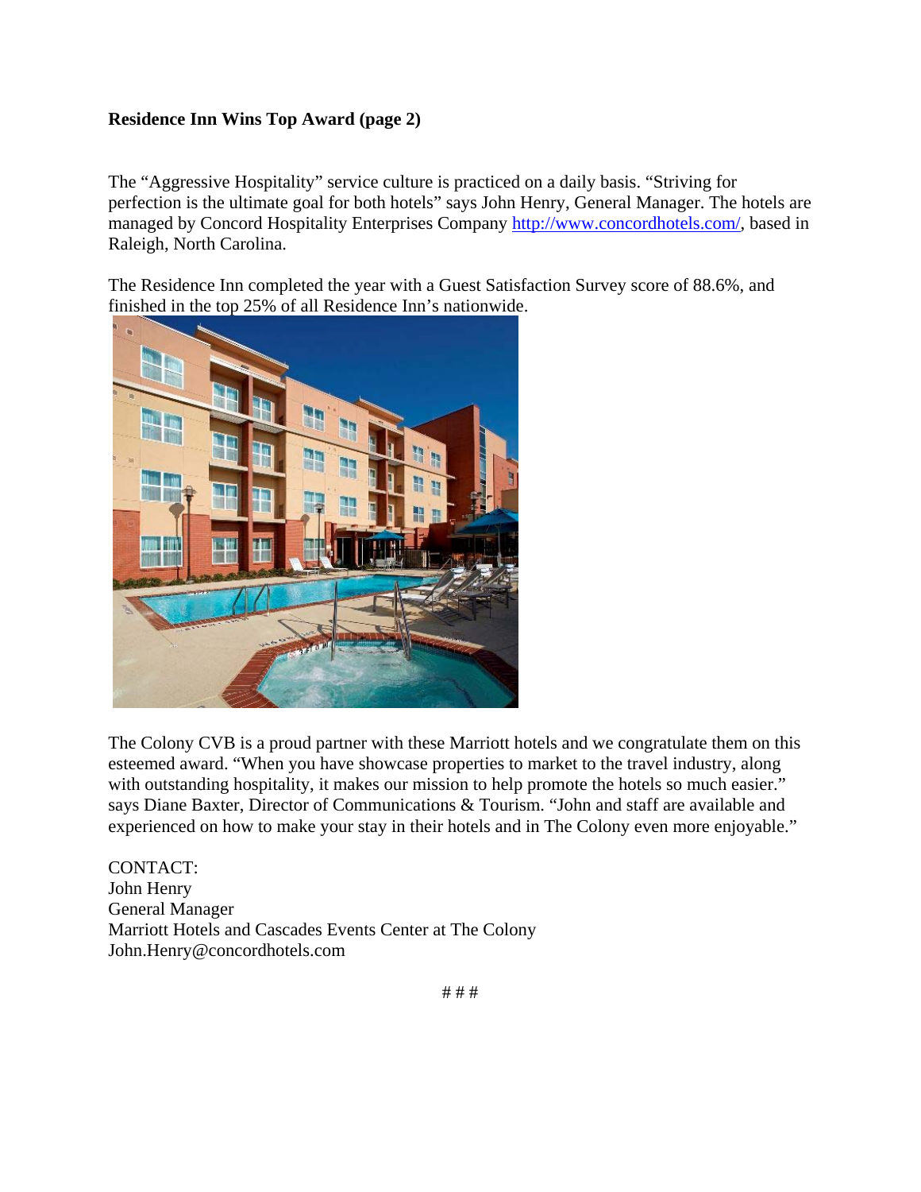**Residence Inn Wins Top Award (page 2)**

The "Aggressive Hospitality" service culture is practiced on a daily basis. "Striving for perfection is the ultimate goal for both hotels" says John Henry, General Manager. The hotels are managed by Concord Hospitality Enterprises Company http://www.concordhotels.com/, based in Raleigh, North Carolina.

The Residence Inn completed the year with a Guest Satisfaction Survey score of 88.6%, and finished in the top 25% of all Residence Inn's nationwide.

The Colony CVB is a proud partner with these Marriott hotels and we congratulate them on this esteemed award. "When you have showcase properties to market to the travel industry, along with outstanding hospitality, it makes our mission to help promote the hotels so much easier." says Diane Baxter, Director of Communications & Tourism. "John and staff are available and experienced on how to make your stay in their hotels and in The Colony even more enjoyable."

CONTACT:
John Henry
General Manager
Marriott Hotels and Cascades Events Center at The Colony
John.Henry@concordhotels.com

# # #